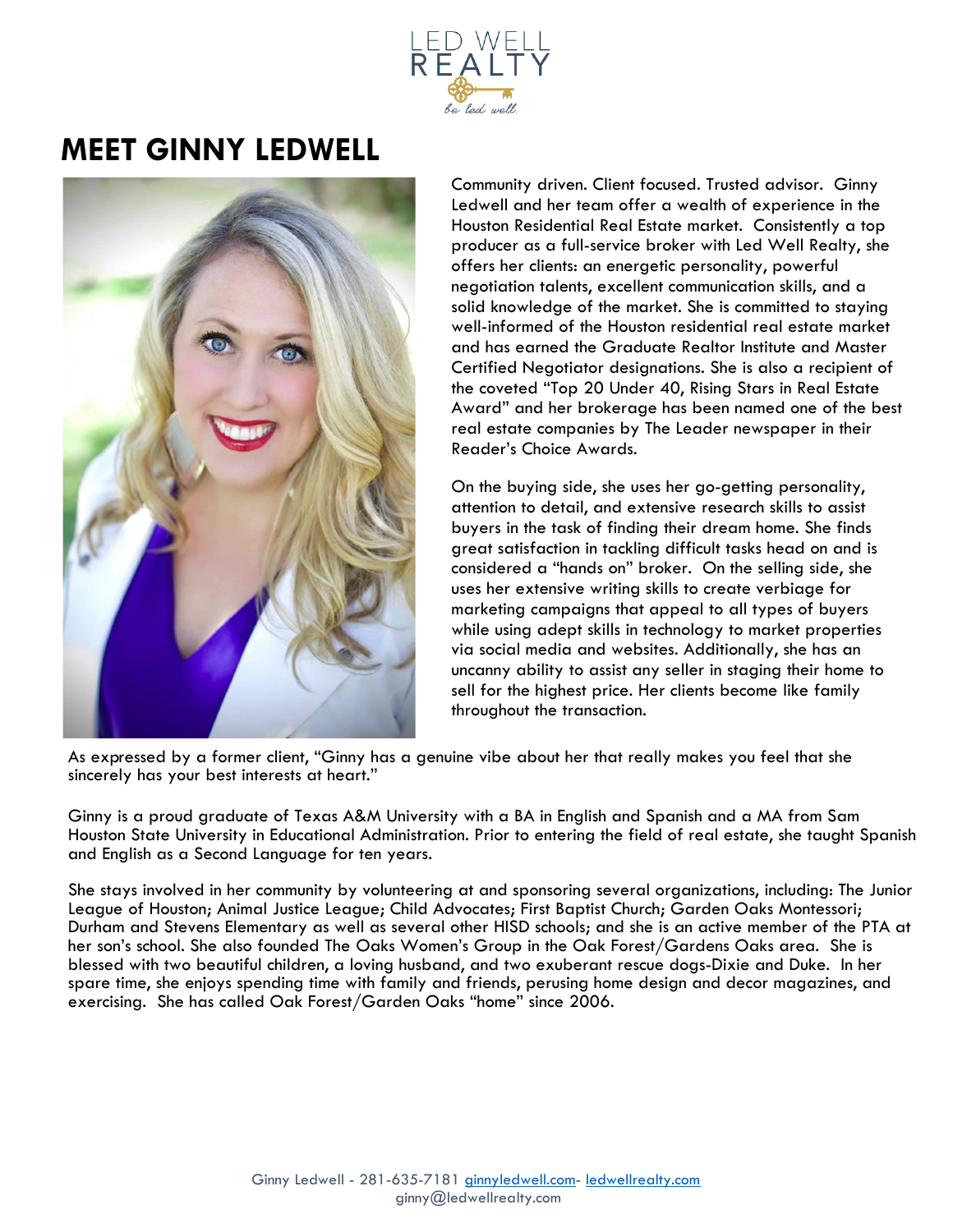LED WELL REALTY

*be led well.*

# MEET GINNY LEDWELL

Community driven. Client focused. Trusted advisor. Ginny Ledwell and her team offer a wealth of experience in the Houston Residential Real Estate market. Consistently a top producer as a full-service broker with Led Well Realty, she offers her clients: an energetic personality, powerful negotiation talents, excellent communication skills, and a solid knowledge of the market. She is committed to staying well-informed of the Houston residential real estate market and has earned the Graduate Realtor Institute and Master Certified Negotiator designations. She is also a recipient of the coveted "Top 20 Under 40, Rising Stars in Real Estate Award" and her brokerage has been named one of the best real estate companies by The Leader newspaper in their Reader's Choice Awards.

On the buying side, she uses her go-getting personality, attention to detail, and extensive research skills to assist buyers in the task of finding their dream home. She finds great satisfaction in tackling difficult tasks head on and is considered a "hands on" broker. On the selling side, she uses her extensive writing skills to create verbiage for marketing campaigns that appeal to all types of buyers while using adept skills in technology to market properties via social media and websites. Additionally, she has an uncanny ability to assist any seller in staging their home to sell for the highest price. Her clients become like family throughout the transaction.

As expressed by a former client, "Ginny has a genuine vibe about her that really makes you feel that she sincerely has your best interests at heart."

Ginny is a proud graduate of Texas A&M University with a BA in English and Spanish and a MA from Sam Houston State University in Educational Administration. Prior to entering the field of real estate, she taught Spanish and English as a Second Language for ten years.

She stays involved in her community by volunteering at and sponsoring several organizations, including: The Junior League of Houston; Animal Justice League; Child Advocates; First Baptist Church; Garden Oaks Montessori; Durham and Stevens Elementary as well as several other HISD schools; and she is an active member of the PTA at her son's school. She also founded The Oaks Women's Group in the Oak Forest/Gardens Oaks area. She is blessed with two beautiful children, a loving husband, and two exuberant rescue dogs-Dixie and Duke. In her spare time, she enjoys spending time with family and friends, perusing home design and decor magazines, and exercising. She has called Oak Forest/Garden Oaks "home" since 2006.

Ginny Ledwell - 281-635-7181 [ginnyledwell.com](ginnyledwell.com)- [ledwellrealty.com](ledwellrealty.com)
ginny@ledwellrealty.com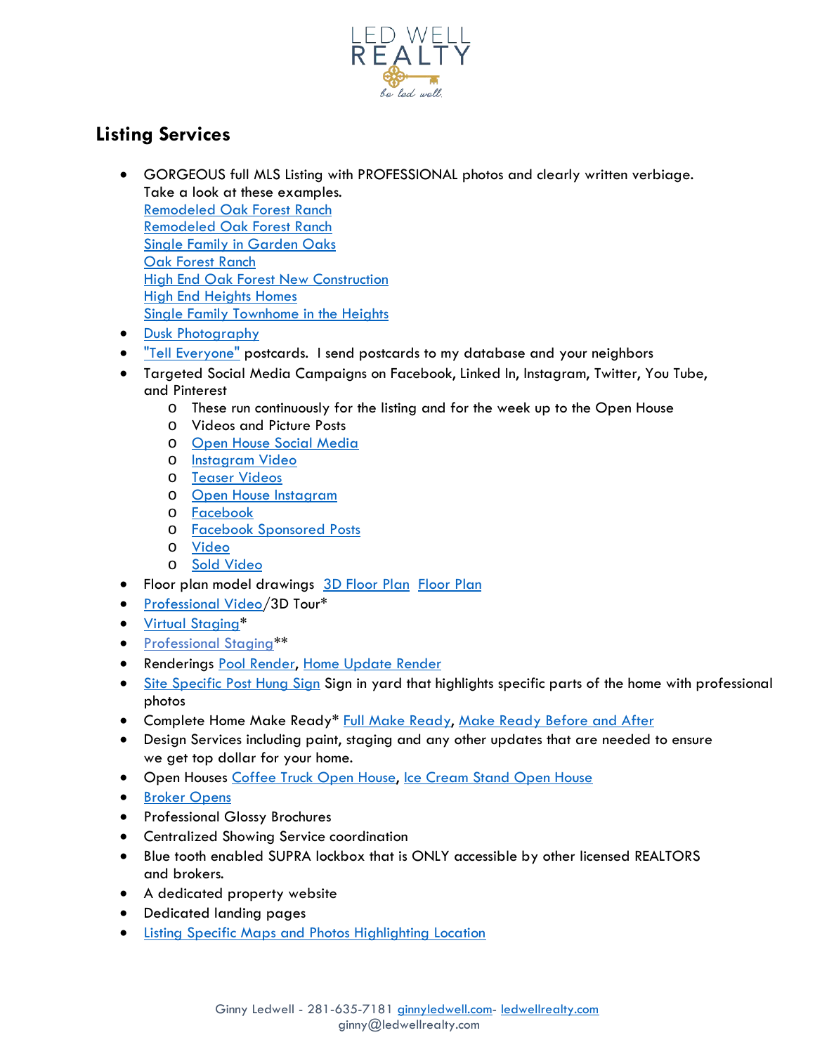## Listing Services

- GORGEOUS full MLS Listing with PROFESSIONAL photos and clearly written verbiage. Take a look at these examples.
  Remodeled Oak Forest Ranch
  Remodeled Oak Forest Ranch
  Single Family in Garden Oaks
  Oak Forest Ranch
  High End Oak Forest New Construction
  High End Heights Homes
  Single Family Townhome in the Heights
- Dusk Photography
- "Tell Everyone" postcards. I send postcards to my database and your neighbors
- Targeted Social Media Campaigns on Facebook, Linked In, Instagram, Twitter, You Tube, and Pinterest
  - These run continuously for the listing and for the week up to the Open House
  - Videos and Picture Posts
  - Open House Social Media
  - Instagram Video
  - Teaser Videos
  - Open House Instagram
  - Facebook
  - Facebook Sponsored Posts
  - Video
  - Sold Video
- Floor plan model drawings 3D Floor Plan Floor Plan
- Professional Video/3D Tour*
- Virtual Staging*
- Professional Staging**
- Renderings Pool Render, Home Update Render
- Site Specific Post Hung Sign Sign in yard that highlights specific parts of the home with professional photos
- Complete Home Make Ready* Full Make Ready, Make Ready Before and After
- Design Services including paint, staging and any other updates that are needed to ensure we get top dollar for your home.
- Open Houses Coffee Truck Open House, Ice Cream Stand Open House
- Broker Opens
- Professional Glossy Brochures
- Centralized Showing Service coordination
- Blue tooth enabled SUPRA lockbox that is ONLY accessible by other licensed REALTORS and brokers.
- A dedicated property website
- Dedicated landing pages
- Listing Specific Maps and Photos Highlighting Location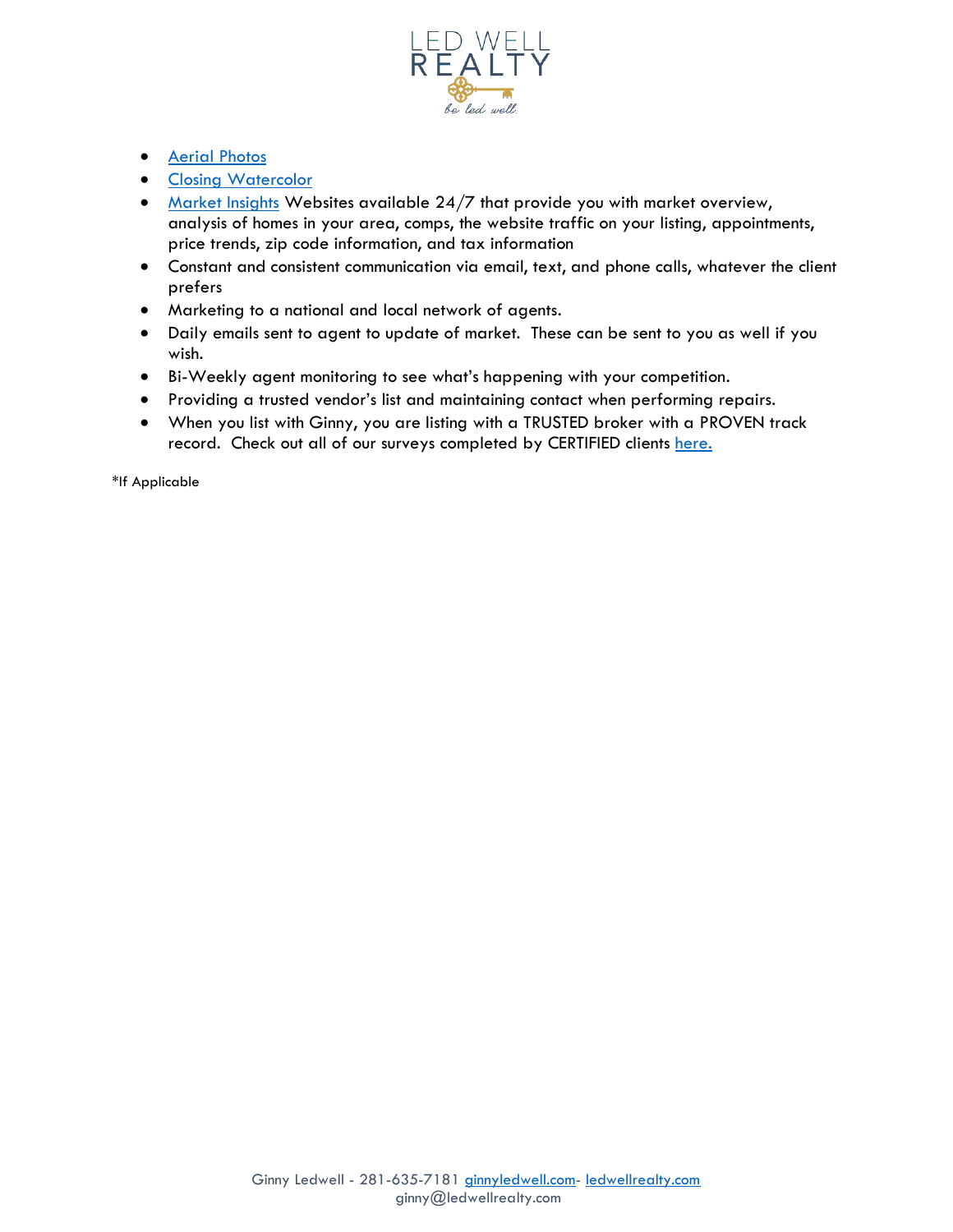- Aerial Photos
- Closing Watercolor
- Market Insights Websites available 24/7 that provide you with market overview, analysis of homes in your area, comps, the website traffic on your listing, appointments, price trends, zip code information, and tax information
- Constant and consistent communication via email, text, and phone calls, whatever the client prefers
- Marketing to a national and local network of agents.
- Daily emails sent to agent to update of market. These can be sent to you as well if you wish.
- Bi-Weekly agent monitoring to see what's happening with your competition.
- Providing a trusted vendor's list and maintaining contact when performing repairs.
- When you list with Ginny, you are listing with a TRUSTED broker with a PROVEN track record. Check out all of our surveys completed by CERTIFIED clients here.

*If Applicable

Ginny Ledwell - 281-635-7181 ginnyledwell.com- ledwellrealty.com
ginny@ledwellrealty.com